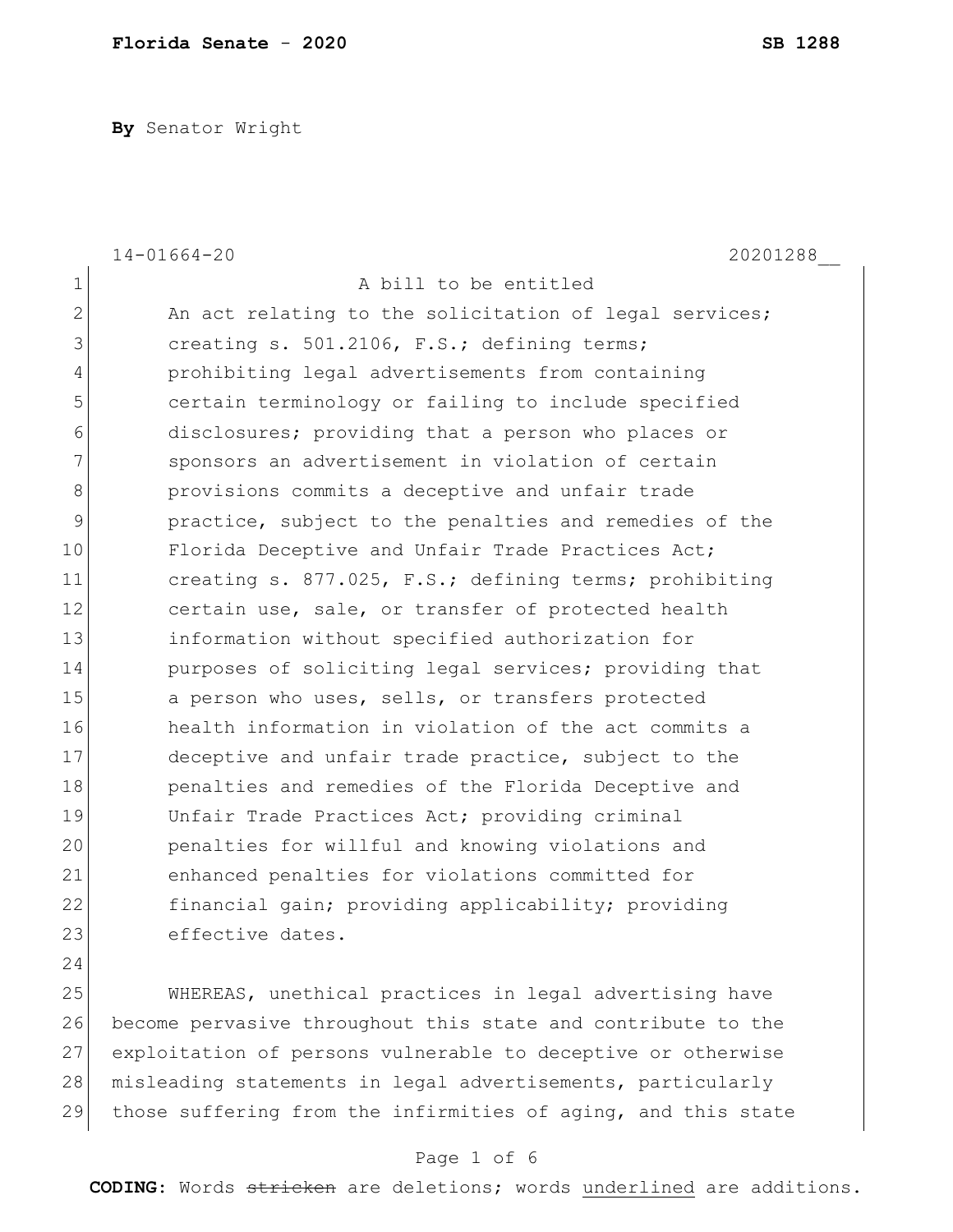**Florida Senate - 2020** **SB 1288**

**By** Senator Wright

14-01664-20 20201288__

A bill to be entitled

An act relating to the solicitation of legal services; creating s. 501.2106, F.S.; defining terms; prohibiting legal advertisements from containing certain terminology or failing to include specified disclosures; providing that a person who places or sponsors an advertisement in violation of certain provisions commits a deceptive and unfair trade practice, subject to the penalties and remedies of the Florida Deceptive and Unfair Trade Practices Act; creating s. 877.025, F.S.; defining terms; prohibiting certain use, sale, or transfer of protected health information without specified authorization for purposes of soliciting legal services; providing that a person who uses, sells, or transfers protected health information in violation of the act commits a deceptive and unfair trade practice, subject to the penalties and remedies of the Florida Deceptive and Unfair Trade Practices Act; providing criminal penalties for willful and knowing violations and enhanced penalties for violations committed for financial gain; providing applicability; providing effective dates.

WHEREAS, unethical practices in legal advertising have become pervasive throughout this state and contribute to the exploitation of persons vulnerable to deceptive or otherwise misleading statements in legal advertisements, particularly those suffering from the infirmities of aging, and this state

**CODING:** Words ~~stricken~~ are deletions; words <u>underlined</u> are additions.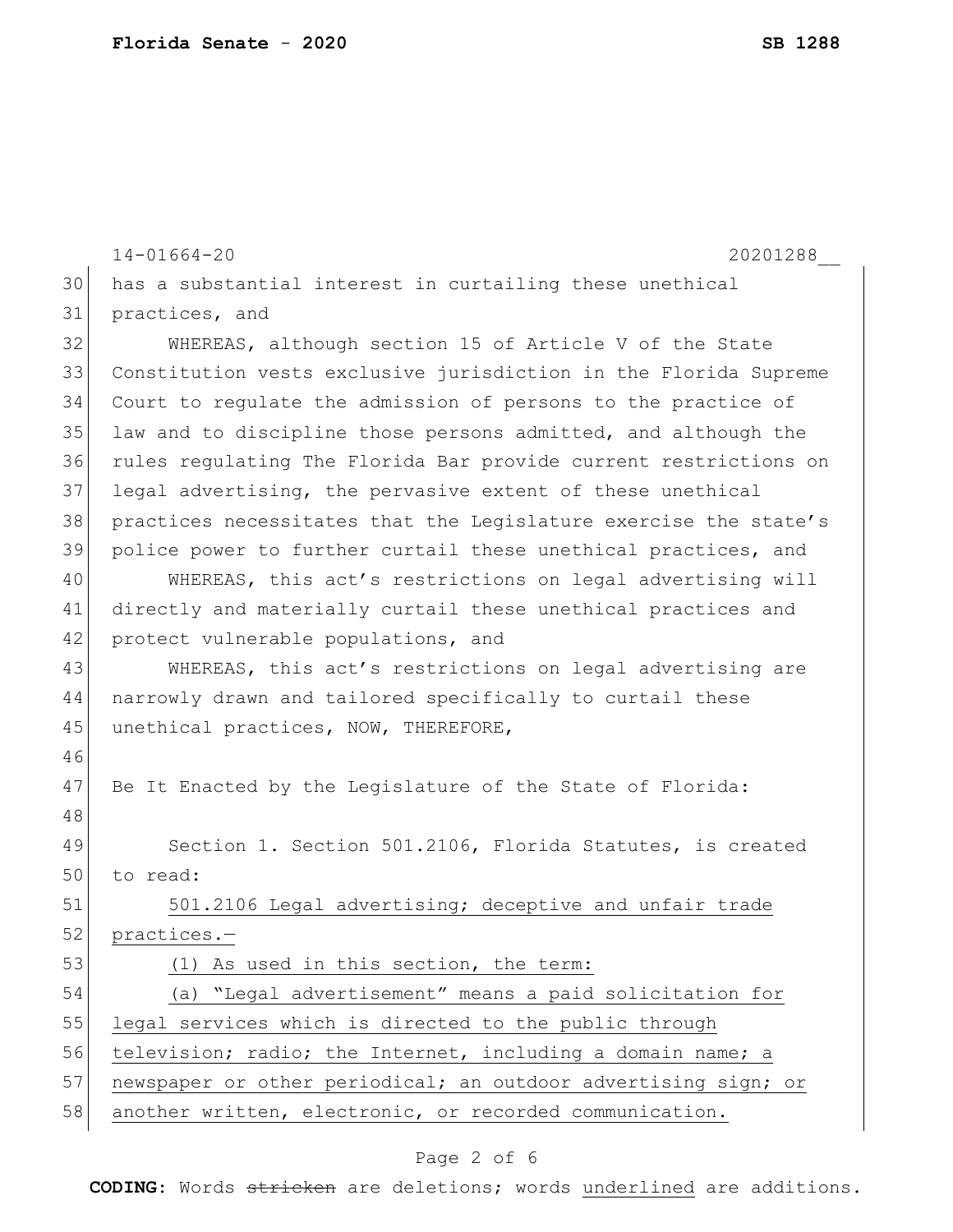has a substantial interest in curtailing these unethical practices, and

WHEREAS, although section 15 of Article V of the State Constitution vests exclusive jurisdiction in the Florida Supreme Court to regulate the admission of persons to the practice of law and to discipline those persons admitted, and although the rules regulating The Florida Bar provide current restrictions on legal advertising, the pervasive extent of these unethical practices necessitates that the Legislature exercise the state's police power to further curtail these unethical practices, and

WHEREAS, this act's restrictions on legal advertising will directly and materially curtail these unethical practices and protect vulnerable populations, and

WHEREAS, this act's restrictions on legal advertising are narrowly drawn and tailored specifically to curtail these unethical practices, NOW, THEREFORE,

Be It Enacted by the Legislature of the State of Florida:

Section 1. Section 501.2106, Florida Statutes, is created to read:

501.2106 Legal advertising; deceptive and unfair trade practices.—

(1) As used in this section, the term:

(a) "Legal advertisement" means a paid solicitation for legal services which is directed to the public through television; radio; the Internet, including a domain name; a newspaper or other periodical; an outdoor advertising sign; or another written, electronic, or recorded communication.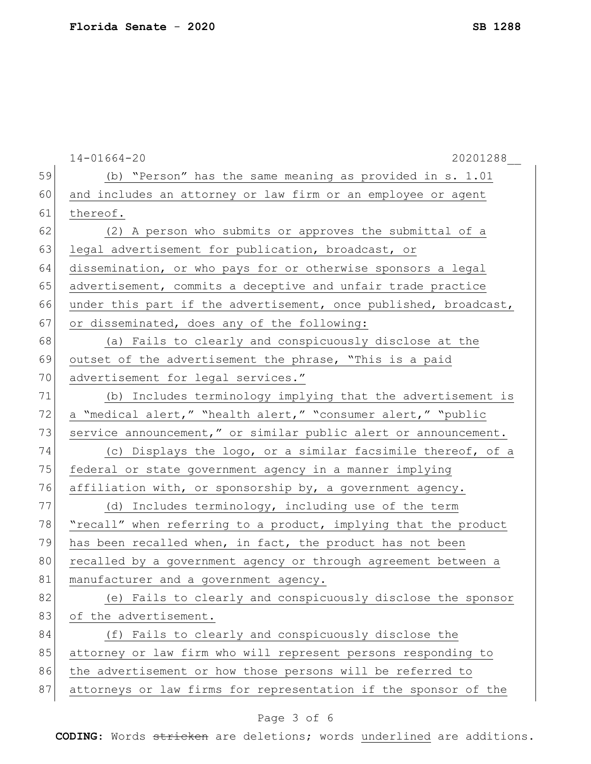(b) "Person" has the same meaning as provided in s. 1.01 and includes an attorney or law firm or an employee or agent thereof.

(2) A person who submits or approves the submittal of a legal advertisement for publication, broadcast, or dissemination, or who pays for or otherwise sponsors a legal advertisement, commits a deceptive and unfair trade practice under this part if the advertisement, once published, broadcast, or disseminated, does any of the following:

(a) Fails to clearly and conspicuously disclose at the outset of the advertisement the phrase, "This is a paid advertisement for legal services."

(b) Includes terminology implying that the advertisement is a "medical alert," "health alert," "consumer alert," "public service announcement," or similar public alert or announcement.

(c) Displays the logo, or a similar facsimile thereof, of a federal or state government agency in a manner implying affiliation with, or sponsorship by, a government agency.

(d) Includes terminology, including use of the term "recall" when referring to a product, implying that the product has been recalled when, in fact, the product has not been recalled by a government agency or through agreement between a manufacturer and a government agency.

(e) Fails to clearly and conspicuously disclose the sponsor of the advertisement.

(f) Fails to clearly and conspicuously disclose the attorney or law firm who will represent persons responding to the advertisement or how those persons will be referred to attorneys or law firms for representation if the sponsor of the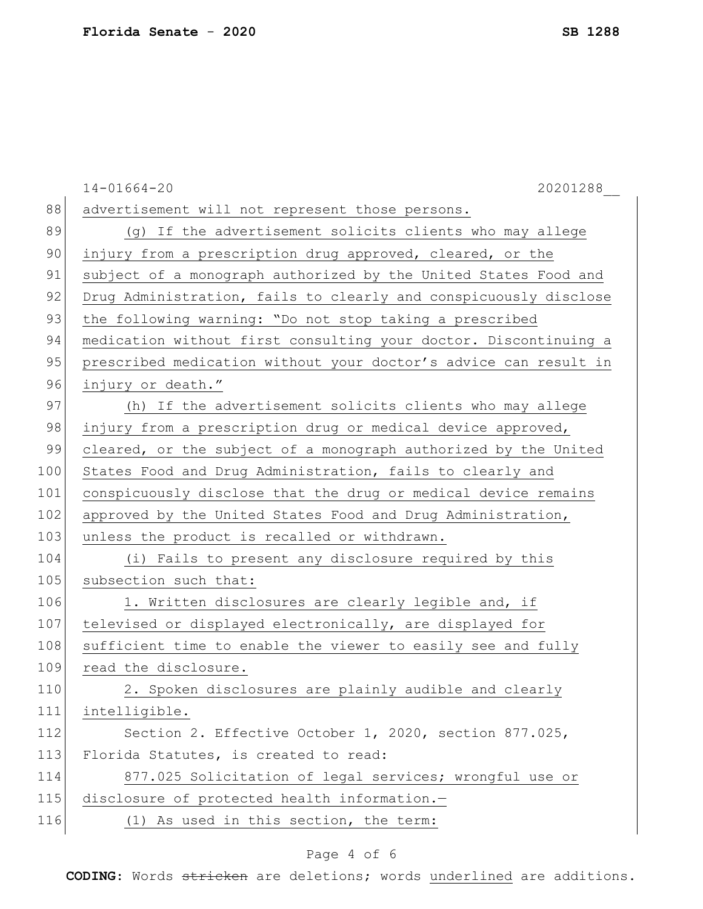advertisement will not represent those persons.

(g) If the advertisement solicits clients who may allege injury from a prescription drug approved, cleared, or the subject of a monograph authorized by the United States Food and Drug Administration, fails to clearly and conspicuously disclose the following warning: "Do not stop taking a prescribed medication without first consulting your doctor. Discontinuing a prescribed medication without your doctor's advice can result in injury or death."

(h) If the advertisement solicits clients who may allege injury from a prescription drug or medical device approved, cleared, or the subject of a monograph authorized by the United States Food and Drug Administration, fails to clearly and conspicuously disclose that the drug or medical device remains approved by the United States Food and Drug Administration, unless the product is recalled or withdrawn.

(i) Fails to present any disclosure required by this subsection such that:

1. Written disclosures are clearly legible and, if televised or displayed electronically, are displayed for sufficient time to enable the viewer to easily see and fully read the disclosure.

2. Spoken disclosures are plainly audible and clearly intelligible.

Section 2. Effective October 1, 2020, section 877.025, Florida Statutes, is created to read:

877.025 Solicitation of legal services; wrongful use or disclosure of protected health information.—

(1) As used in this section, the term: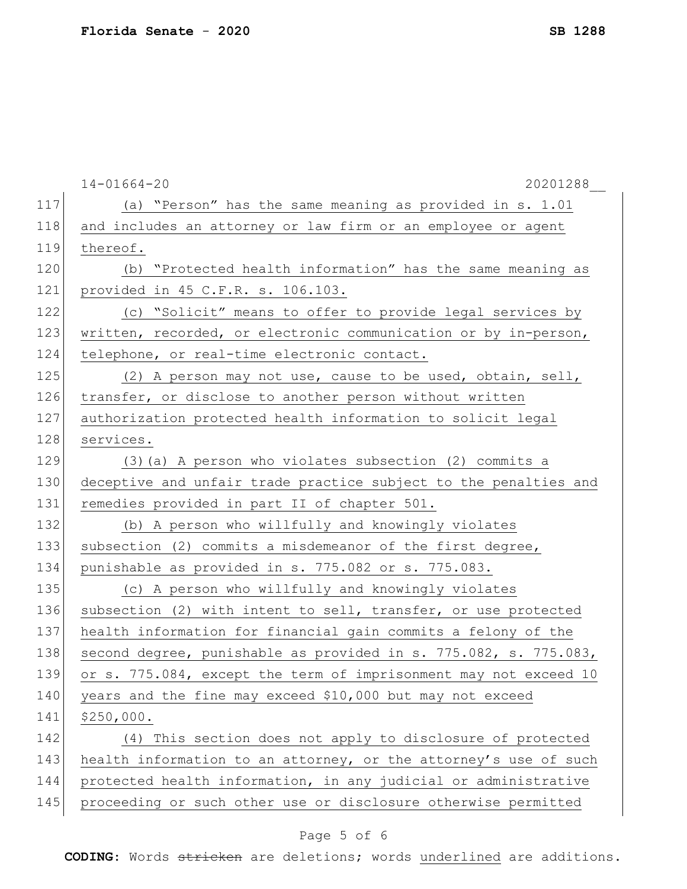(a) "Person" has the same meaning as provided in s. 1.01 and includes an attorney or law firm or an employee or agent thereof.

(b) "Protected health information" has the same meaning as provided in 45 C.F.R. s. 106.103.

(c) "Solicit" means to offer to provide legal services by written, recorded, or electronic communication or by in-person, telephone, or real-time electronic contact.

(2) A person may not use, cause to be used, obtain, sell, transfer, or disclose to another person without written authorization protected health information to solicit legal services.

(3)(a) A person who violates subsection (2) commits a deceptive and unfair trade practice subject to the penalties and remedies provided in part II of chapter 501.

(b) A person who willfully and knowingly violates subsection (2) commits a misdemeanor of the first degree, punishable as provided in s. 775.082 or s. 775.083.

(c) A person who willfully and knowingly violates subsection (2) with intent to sell, transfer, or use protected health information for financial gain commits a felony of the second degree, punishable as provided in s. 775.082, s. 775.083, or s. 775.084, except the term of imprisonment may not exceed 10 years and the fine may exceed $10,000 but may not exceed $250,000.

(4) This section does not apply to disclosure of protected health information to an attorney, or the attorney's use of such protected health information, in any judicial or administrative proceeding or such other use or disclosure otherwise permitted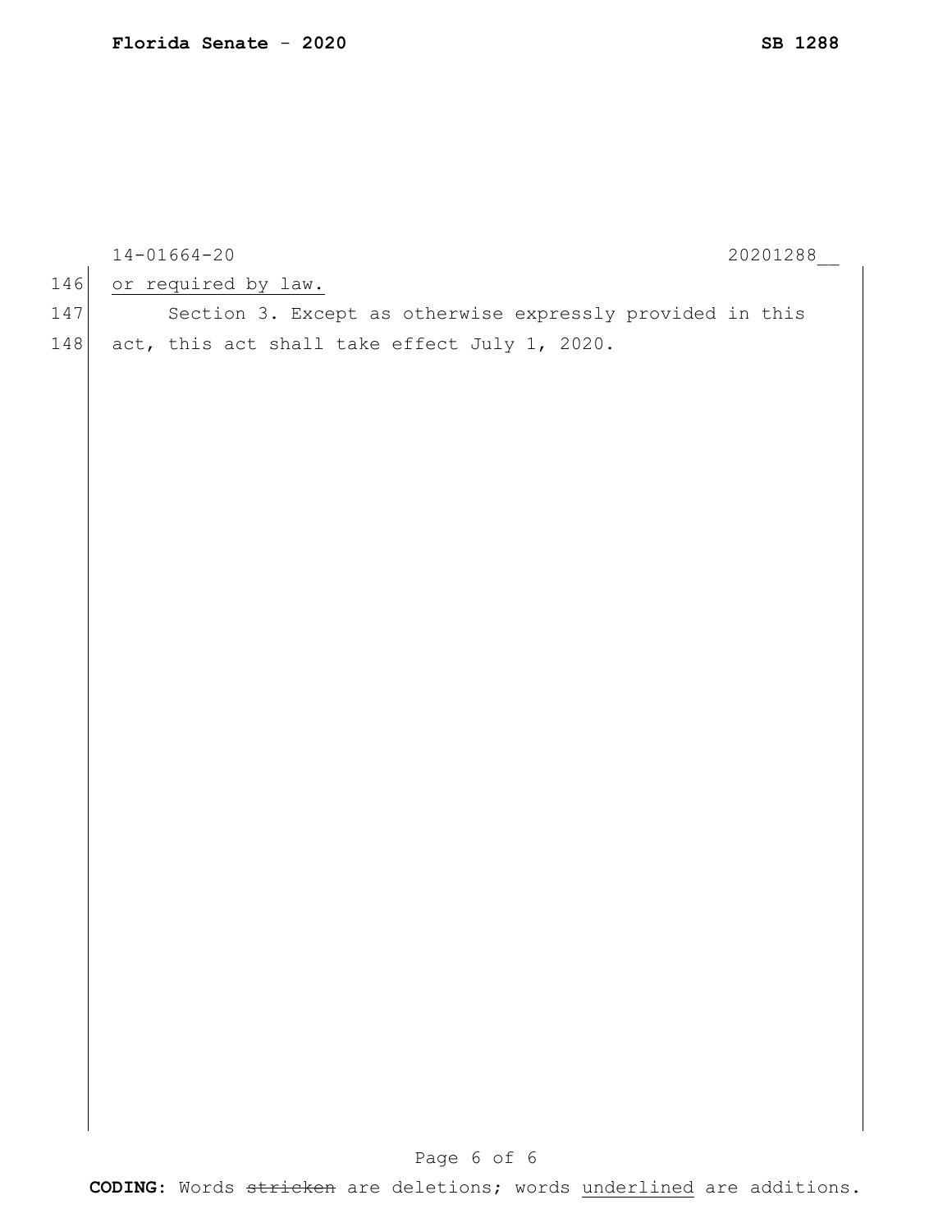14-01664-20 20201288__

146 <u>or required by law.</u>

147 Section 3. Except as otherwise expressly provided in this

148 act, this act shall take effect July 1, 2020.

**CODING:** Words ~~stricken~~ are deletions; words <u>underlined</u> are additions.